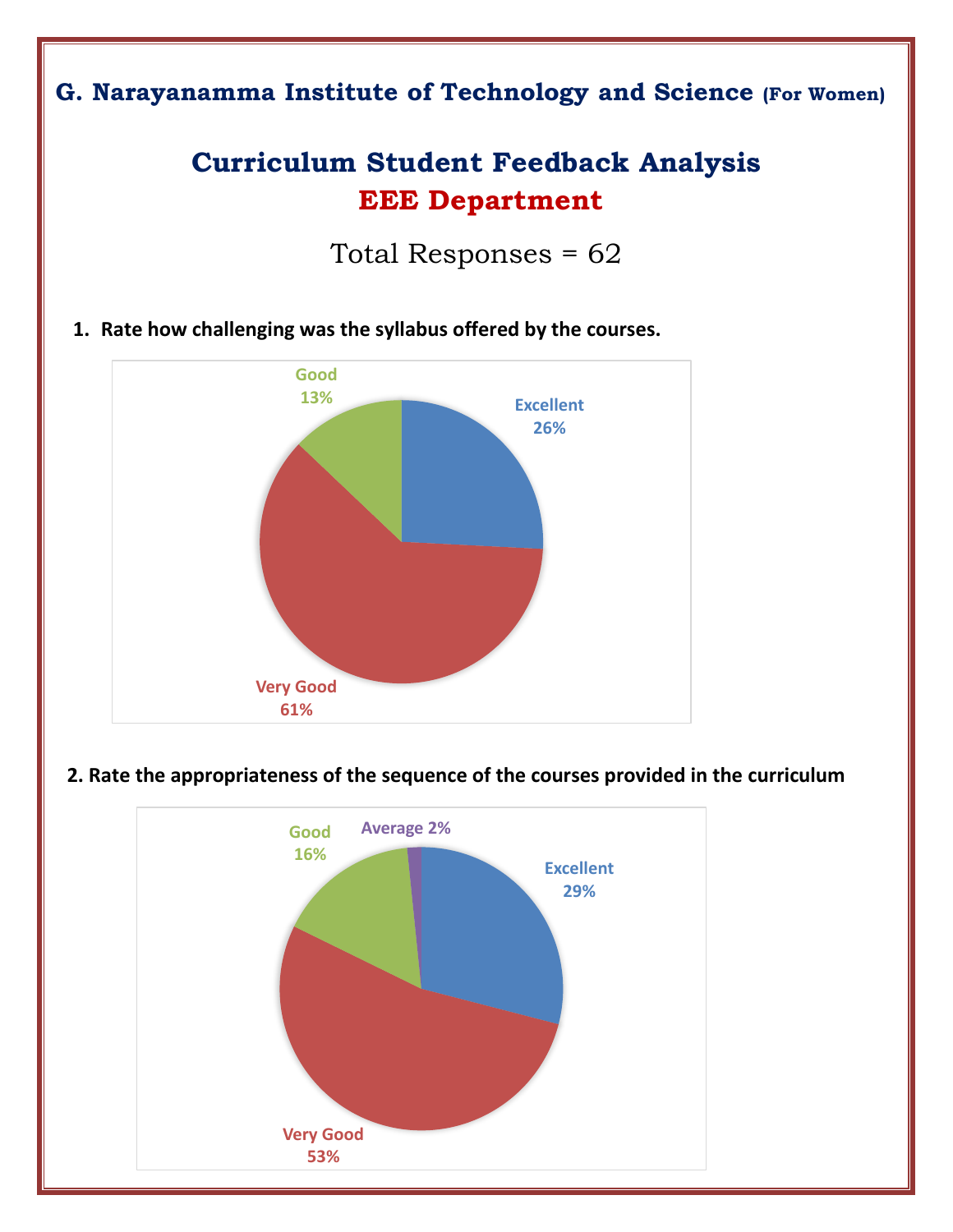## G. Narayanamma Institute of Technology and Science (For Women)

# Curriculum Student Feedback Analysis

# EEE Department

Total Responses = 62

**1. Rate how challenging was the syllabus offered by the courses.**

Good 13%

Excellent 26%

Very Good 61%

**2. Rate the appropriateness of the sequence of the courses provided in the curriculum**

Good 16%

Average 2%

Excellent 29%

Very Good 53%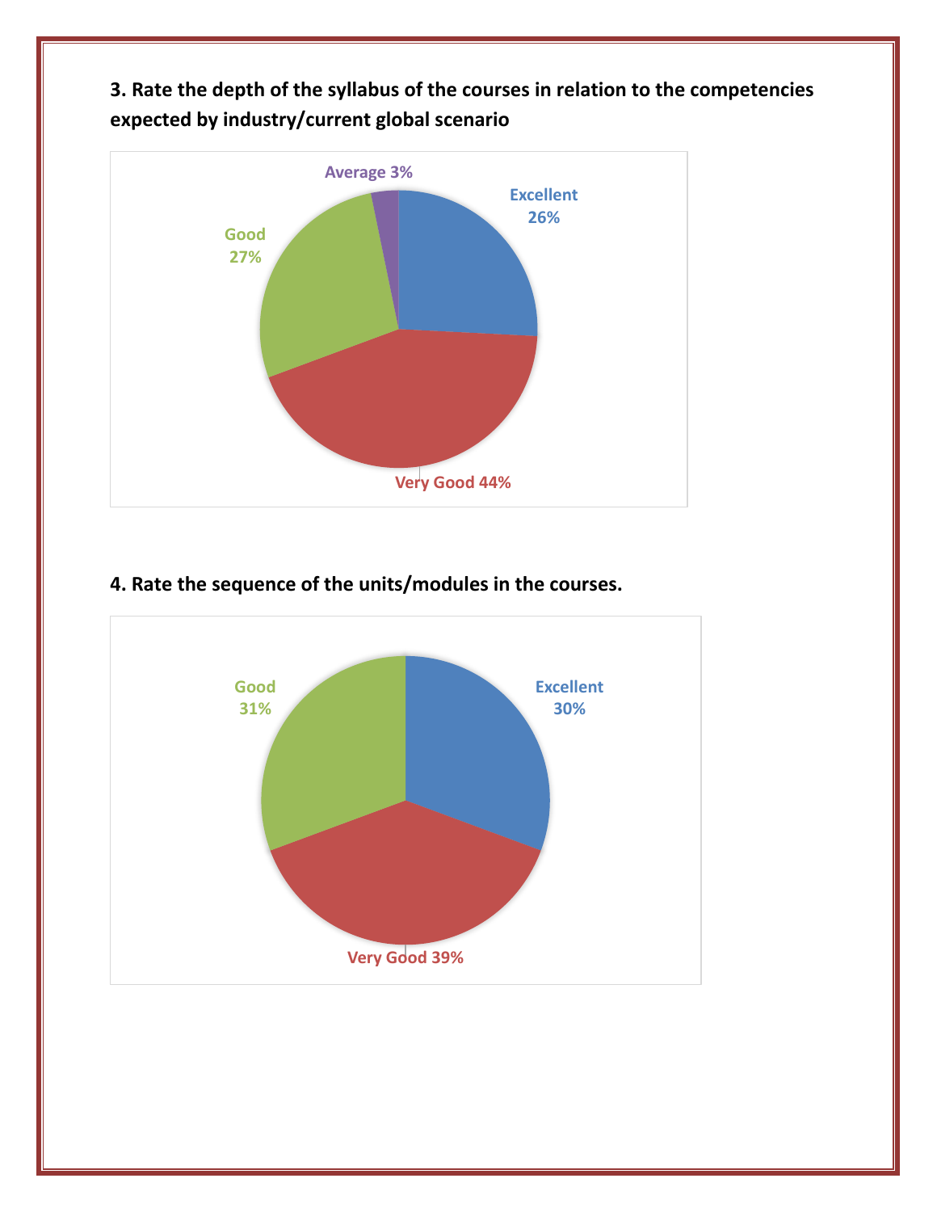**3. Rate the depth of the syllabus of the courses in relation to the competencies expected by industry/current global scenario**

Average 3%

Excellent 26%

Good 27%

Very Good 44%

**4. Rate the sequence of the units/modules in the courses.**

Good 31%

Excellent 30%

Very Good 39%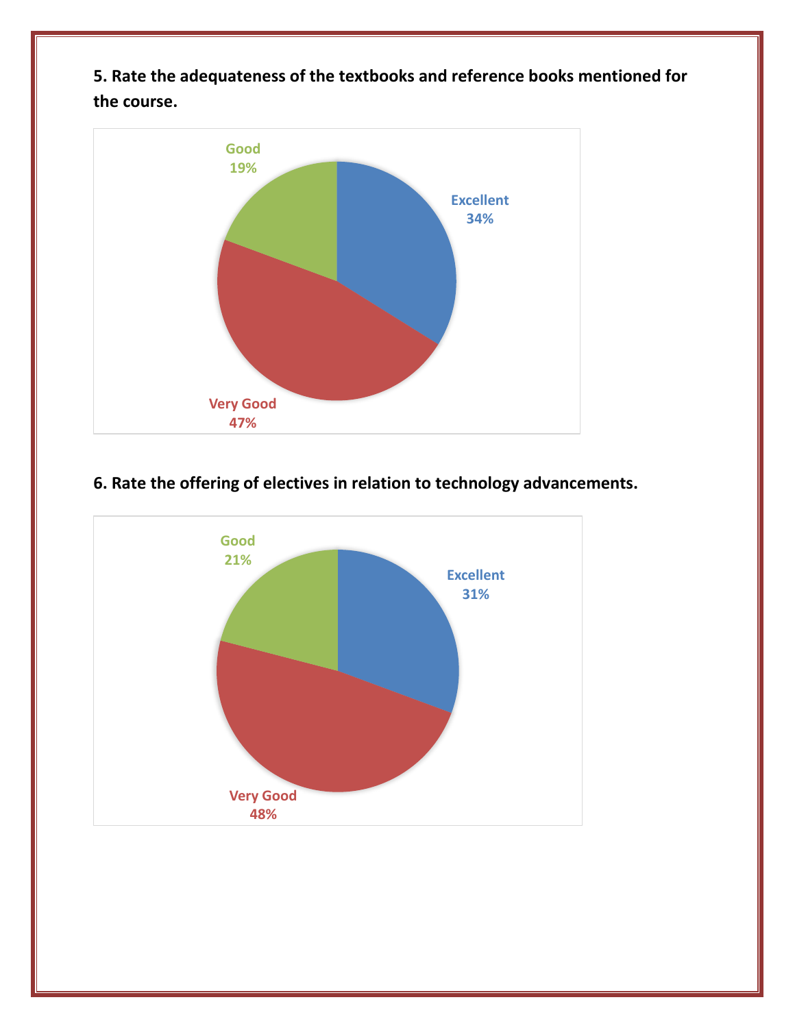**5. Rate the adequateness of the textbooks and reference books mentioned for the course.**

Good 19%

Excellent 34%

Very Good 47%

**6. Rate the offering of electives in relation to technology advancements.**

Good 21%

Excellent 31%

Very Good 48%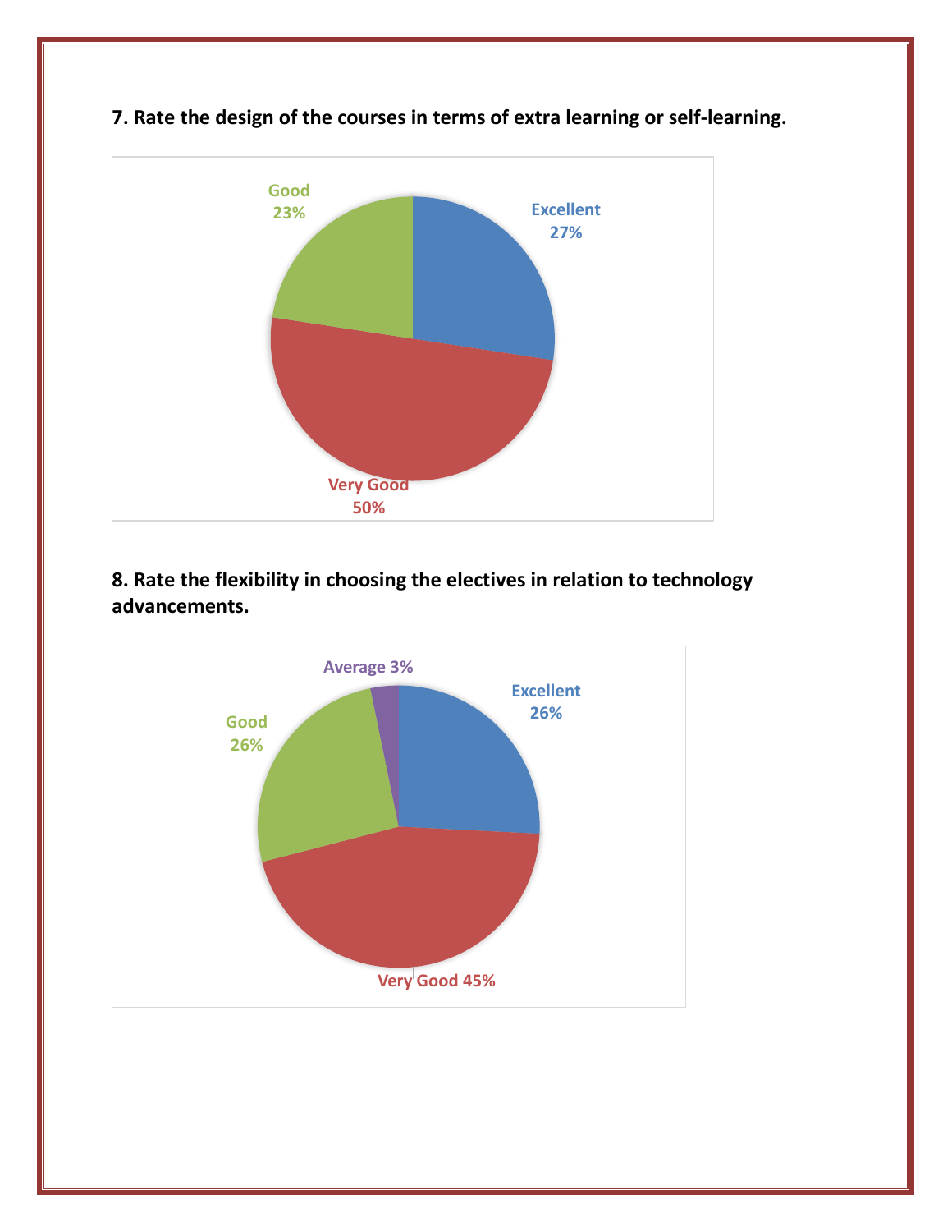**7. Rate the design of the courses in terms of extra learning or self-learning.**

Good 23%

Excellent 27%

Very Good 50%

**8. Rate the flexibility in choosing the electives in relation to technology advancements.**

Average 3%

Excellent 26%

Good 26%

Very Good 45%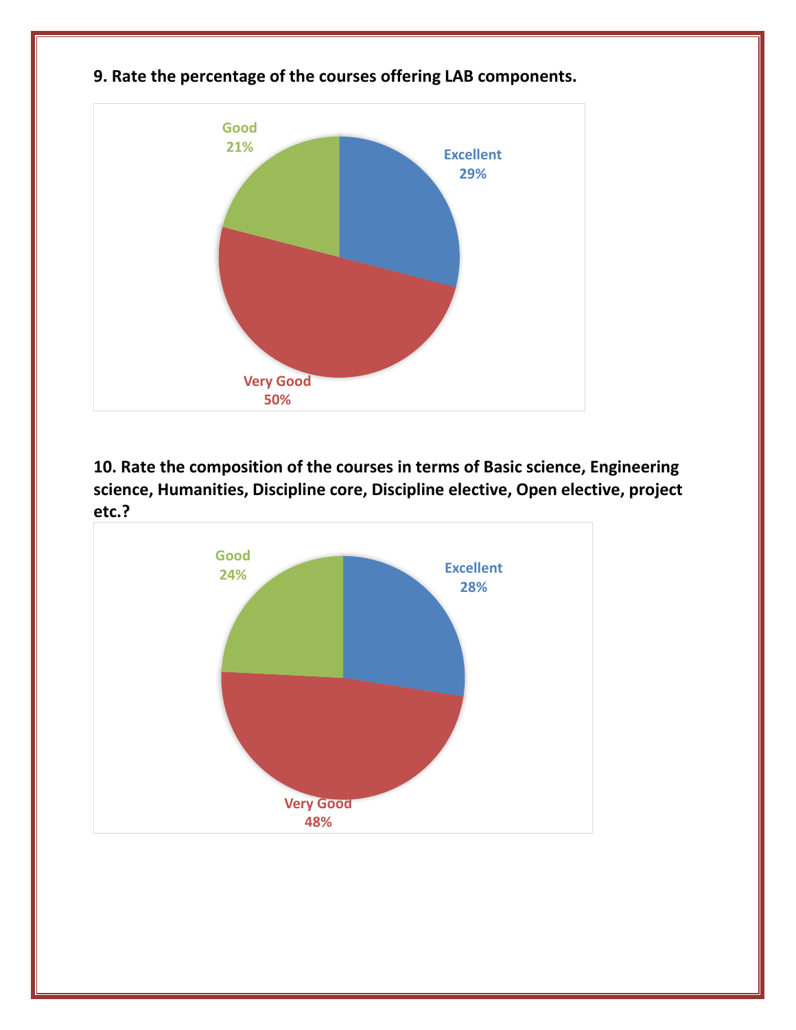**9. Rate the percentage of the courses offering LAB components.**

Good
21%

Excellent
29%

Very Good
50%

**10. Rate the composition of the courses in terms of Basic science, Engineering science, Humanities, Discipline core, Discipline elective, Open elective, project etc.?**

Good
24%

Excellent
28%

Very Good
48%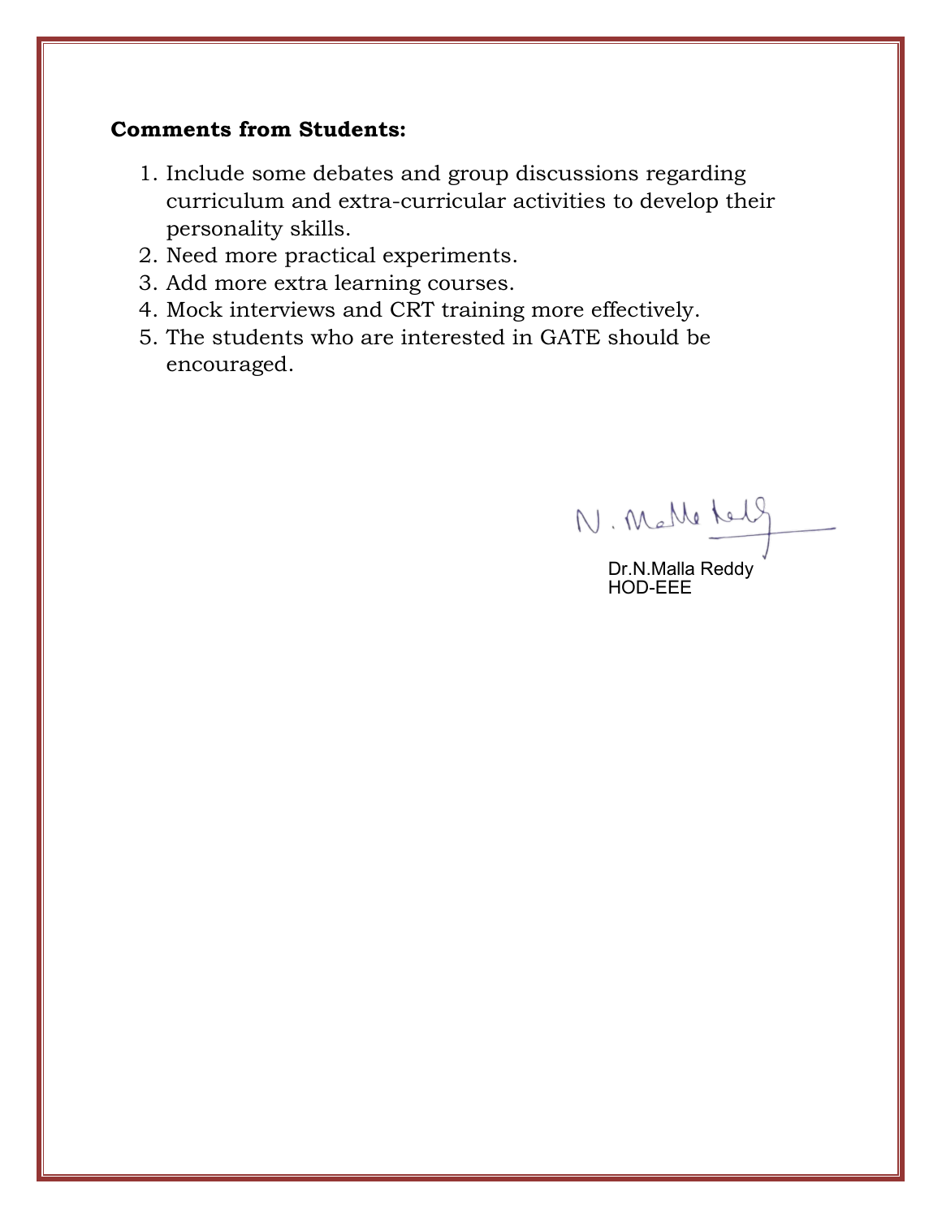**Comments from Students:**

1. Include some debates and group discussions regarding curriculum and extra-curricular activities to develop their personality skills.
2. Need more practical experiments.
3. Add more extra learning courses.
4. Mock interviews and CRT training more effectively.
5. The students who are interested in GATE should be encouraged.

Dr.N.Malla Reddy
HOD-EEE